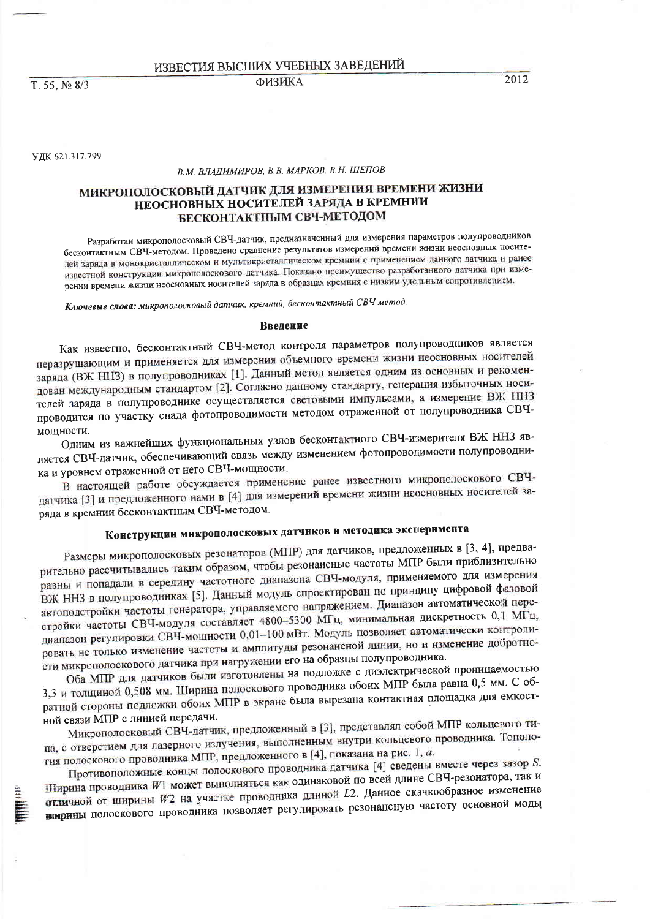УДК 621.317.799

*В.М. ВЛАДИМИРОВ, В.В. МАРКОВ, В.Н. ШЕПОВ*

# МИКРОПОЛОСКОВЫЙ ДАТЧИК ДЛЯ ИЗМЕРЕНИЯ ВРЕМЕНИ ЖИЗНИ НЕОСНОВНЫХ НОСИТЕЛЕЙ ЗАРЯДА В КРЕМНИИ БЕСКОНТАКТНЫМ СВЧ-МЕТОДОМ

Разработан микрополосковый СВЧ-датчик, предназначенный для измерения параметров полупроводников бесконтактным СВЧ-методом. Проведено сравнение результатов измерений времени жизни неосновных носителей заряда в монокристаллическом и мультикристаллическом кремнии с применением данного датчика и ранее известной конструкции микрополоскового датчика. Показано преимущество разработанного датчика при измерении времени жизни неосновных носителей заряда в образцах кремния с низким удельным сопротивлением.

***Ключевые слова:*** *микрополосковый датчик, кремний, бесконтактный СВЧ-метод.*

## Введение

Как известно, бесконтактный СВЧ-метод контроля параметров полупроводников является неразрушающим и применяется для измерения объемного времени жизни неосновных носителей заряда (ВЖ ННЗ) в полупроводниках [1]. Данный метод является одним из основных и рекомендован международным стандартом [2]. Согласно данному стандарту, генерация избыточных носителей заряда в полупроводнике осуществляется световыми импульсами, а измерение ВЖ ННЗ проводится по участку спада фотопроводимости методом отраженной от полупроводника СВЧ-мощности.

Одним из важнейших функциональных узлов бесконтактного СВЧ-измерителя ВЖ ННЗ является СВЧ-датчик, обеспечивающий связь между изменением фотопроводимости полупроводника и уровнем отраженной от него СВЧ-мощности.

В настоящей работе обсуждается применение ранее известного микрополоскового СВЧ-датчика [3] и предложенного нами в [4] для измерений времени жизни неосновных носителей заряда в кремнии бесконтактным СВЧ-методом.

## Конструкции микрополосковых датчиков и методика эксперимента

Размеры микрополосковых резонаторов (МПР) для датчиков, предложенных в [3, 4], предварительно рассчитывались таким образом, чтобы резонансные частоты МПР были приблизительно равны и попадали в середину частотного диапазона СВЧ-модуля, применяемого для измерения ВЖ ННЗ в полупроводниках [5]. Данный модуль спроектирован по принципу цифровой фазовой автоподстройки частоты генератора, управляемого напряжением. Диапазон автоматической перестройки частоты СВЧ-модуля составляет 4800–5300 МГц, минимальная дискретность 0,1 МГц, диапазон регулировки СВЧ-мощности 0,01–100 мВт. Модуль позволяет автоматически контролировать не только изменение частоты и амплитуды резонансной линии, но и изменение добротности микрополоскового датчика при нагружении его на образцы полупроводника.

Оба МПР для датчиков были изготовлены на подложке с диэлектрической проницаемостью 3,3 и толщиной 0,508 мм. Ширина полоскового проводника обоих МПР была равна 0,5 мм. С обратной стороны подложки обоих МПР в экране была вырезана контактная площадка для емкостной связи МПР с линией передачи.

Микрополосковый СВЧ-датчик, предложенный в [3], представлял собой МПР кольцевого типа, с отверстием для лазерного излучения, выполненным внутри кольцевого проводника. Топология полоскового проводника МПР, предложенного в [4], показана на рис. 1, *а*.

Противоположные концы полоскового проводника датчика [4] сведены вместе через зазор $S$. Ширина проводника $W1$ может выполняться как одинаковой по всей длине СВЧ-резонатора, так и отличной от ширины $W2$ на участке проводника длиной $L2$. Данное скачкообразное изменение ширины полоскового проводника позволяет регулировать резонансную частоту основной моды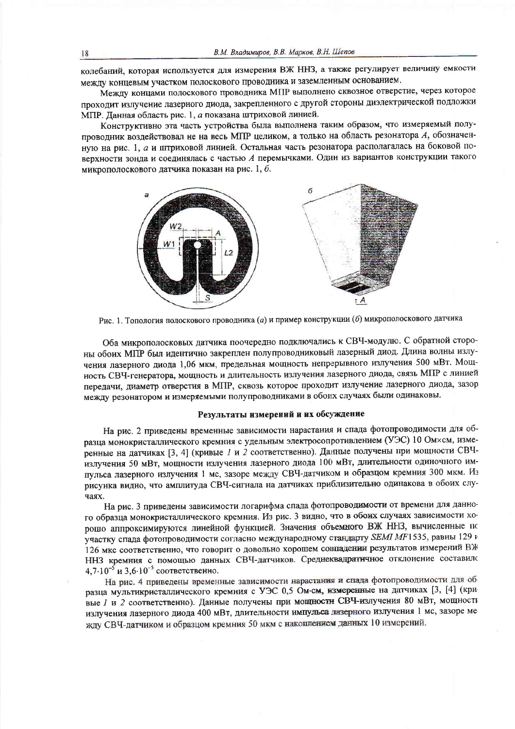колебаний, которая используется для измерения ВЖ ННЗ, а также регулирует величину емкости между концевым участком полоскового проводника и заземленным основанием.

Между концами полоскового проводника МПР выполнено сквозное отверстие, через которое проходит излучение лазерного диода, закрепленного с другой стороны диэлектрической подложки МПР. Данная область рис. 1, *а* показана штриховой линией.

Конструктивно эта часть устройства была выполнена таким образом, что измеряемый полупроводник воздействовал не на весь МПР целиком, а только на область резонатора *А*, обозначенную на рис. 1, *а* и штриховой линией. Остальная часть резонатора располагалась на боковой поверхности зонда и соединялась с частью *А* перемычками. Один из вариантов конструкции такого микрополоскового датчика показан на рис. 1, *б*.

Рис. 1. Топология полоскового проводника (*а*) и пример конструкции (*б*) микрополоскового датчика

Оба микрополосковых датчика поочередно подключались к СВЧ-модулю. С обратной стороны обоих МПР был идентично закреплен полупроводниковый лазерный диод. Длина волны излучения лазерного диода 1,06 мкм, предельная мощность непрерывного излучения 500 мВт. Мощность СВЧ-генератора, мощность и длительность излучения лазерного диода, связь МПР с линией передачи, диаметр отверстия в МПР, сквозь которое проходит излучение лазерного диода, зазор между резонатором и измеряемыми полупроводниками в обоих случаях были одинаковы.

## Результаты измерений и их обсуждение

На рис. 2 приведены временные зависимости нарастания и спада фотопроводимости для образца монокристаллического кремния с удельным электросопротивлением (УЭС) 10 Ом×см, измеренные на датчиках [3, 4] (кривые *1* и *2* соответственно). Данные получены при мощности СВЧ-излучения 50 мВт, мощности излучения лазерного диода 100 мВт, длительности одиночного импульса лазерного излучения 1 мс, зазоре между СВЧ-датчиком и образцом кремния 300 мкм. Из рисунка видно, что амплитуда СВЧ-сигнала на датчиках приблизительно одинакова в обоих случаях.

На рис. 3 приведены зависимости логарифма спада фотопроводимости от времени для данного образца монокристаллического кремния. Из рис. 3 видно, что в обоих случаях зависимости хорошо аппроксимируются линейной функцией. Значения объемного ВЖ ННЗ, вычисленные по участку спада фотопроводимости согласно международному стандарту *SEMI MF*1535, равны 129 и 126 мкс соответственно, что говорит о довольно хорошем совпадении результатов измерений ВЖ ННЗ кремния с помощью данных СВЧ-датчиков. Среднеквадратичное отклонение составило $4{,}7 \cdot 10^{-5}$ и $3{,}6 \cdot 10^{-5}$ соответственно.

На рис. 4 приведены временные зависимости нарастания и спада фотопроводимости для образца мультикристаллического кремния с УЭС 0,5 Ом·см, измеренные на датчиках [3], [4] (кривые *1* и *2* соответственно). Данные получены при мощности СВЧ-излучения 80 мВт, мощности излучения лазерного диода 400 мВт, длительности импульса лазерного излучения 1 мс, зазоре между СВЧ-датчиком и образцом кремния 50 мкм с накоплением данных 10 измерений.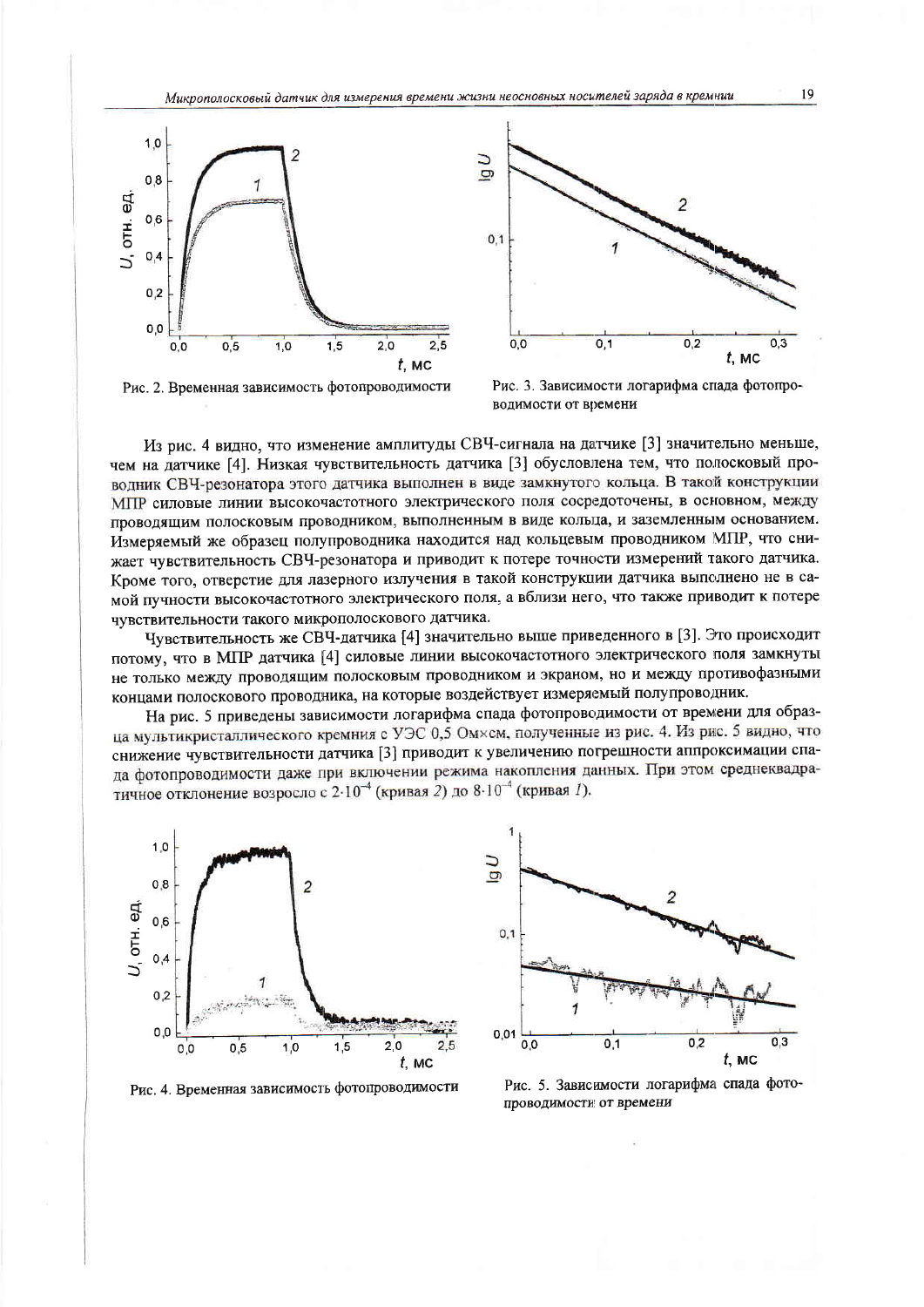Рис. 2. Временная зависимость фотопроводимости

Рис. 3. Зависимости логарифма спада фотопроводимости от времени

Из рис. 4 видно, что изменение амплитуды СВЧ-сигнала на датчике [3] значительно меньше, чем на датчике [4]. Низкая чувствительность датчика [3] обусловлена тем, что полосковый проводник СВЧ-резонатора этого датчика выполнен в виде замкнутого кольца. В такой конструкции МПР силовые линии высокочастотного электрического поля сосредоточены, в основном, между проводящим полосковым проводником, выполненным в виде кольца, и заземленным основанием. Измеряемый же образец полупроводника находится над кольцевым проводником МПР, что снижает чувствительность СВЧ-резонатора и приводит к потере точности измерений такого датчика. Кроме того, отверстие для лазерного излучения в такой конструкции датчика выполнено не в самой пучности высокочастотного электрического поля, а вблизи него, что также приводит к потере чувствительности такого микрополоскового датчика.

Чувствительность же СВЧ-датчика [4] значительно выше приведенного в [3]. Это происходит потому, что в МПР датчика [4] силовые линии высокочастотного электрического поля замкнуты не только между проводящим полосковым проводником и экраном, но и между противофазными концами полоскового проводника, на которые воздействует измеряемый полупроводник.

На рис. 5 приведены зависимости логарифма спада фотопроводимости от времени для образца мультикристаллического кремния с УЭС 0,5 Ом×см, полученные из рис. 4. Из рис. 5 видно, что снижение чувствительности датчика [3] приводит к увеличению погрешности аппроксимации спада фотопроводимости даже при включении режима накопления данных. При этом среднеквадратичное отклонение возросло с $2 \cdot 10^{-4}$ (кривая *2*) до $8 \cdot 10^{-4}$ (кривая *1*).

Рис. 4. Временная зависимость фотопроводимости

Рис. 5. Зависимости логарифма спада фотопроводимости от времени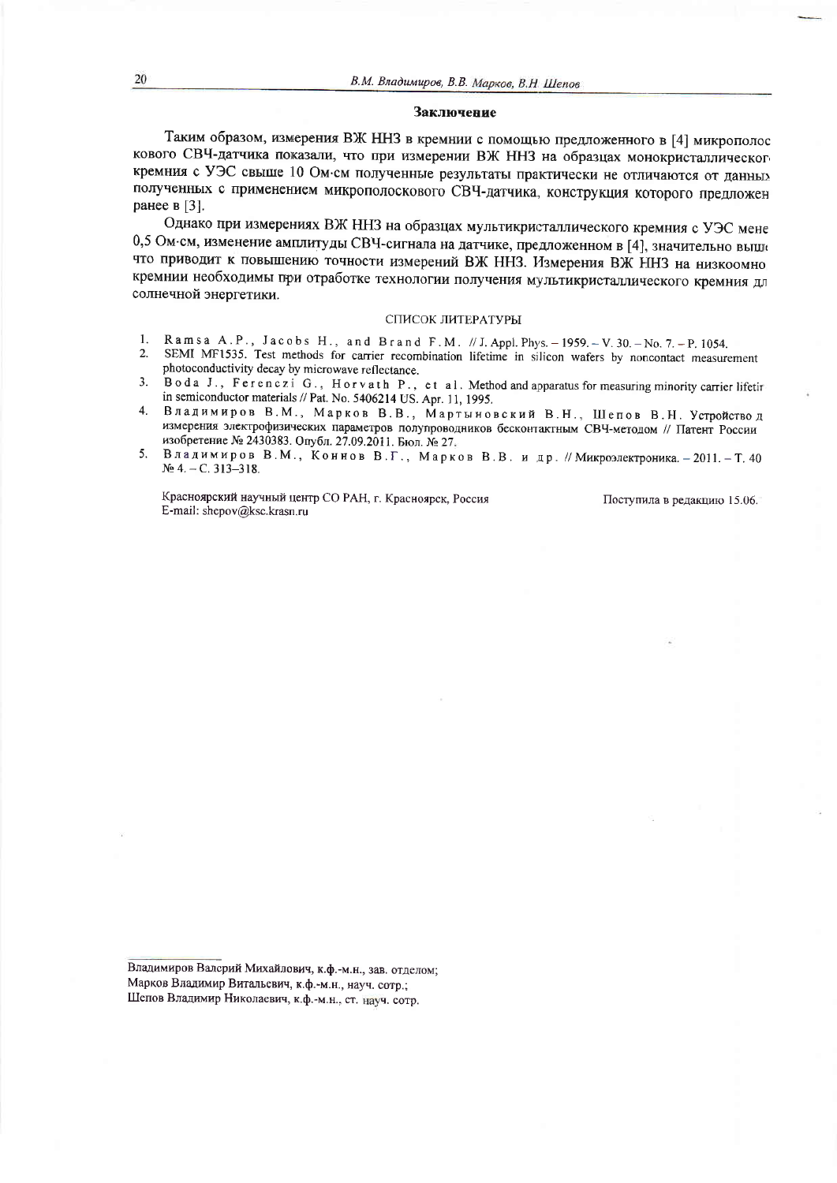## Заключение

Таким образом, измерения ВЖ ННЗ в кремнии с помощью предложенного в [4] микрополос кового СВЧ-датчика показали, что при измерении ВЖ ННЗ на образцах монокристаллическог кремния с УЭС свыше 10 Ом·см полученные результаты практически не отличаются от данных полученных с применением микрополоскового СВЧ-датчика, конструкция которого предложен ранее в [3].

Однако при измерениях ВЖ ННЗ на образцах мультикристаллического кремния с УЭС мене 0,5 Ом·см, изменение амплитуды СВЧ-сигнала на датчике, предложенном в [4], значительно выш что приводит к повышению точности измерений ВЖ ННЗ. Измерения ВЖ ННЗ на низкоомно кремнии необходимы при отработке технологии получения мультикристаллического кремния дл солнечной энергетики.

### СПИСОК ЛИТЕРАТУРЫ

1. Ramsa A.P., Jacobs H., and Brand F.M. // J. Appl. Phys. – 1959. – V. 30. – No. 7. – P. 1054.
2. SEMI MF1535. Test methods for carrier recombination lifetime in silicon wafers by noncontact measurement photoconductivity decay by microwave reflectance.
3. Boda J., Ferenczi G., Horvath P., et al. Method and apparatus for measuring minority carrier lifetir in semiconductor materials // Pat. No. 5406214 US. Apr. 11, 1995.
4. Владимиров В.М., Марков В.В., Мартыновский В.Н., Шепов В.Н. Устройство д измерения электрофизических параметров полупроводников бесконтактным СВЧ-методом // Патент России изобретение № 2430383. Опубл. 27.09.2011. Бюл. № 27.
5. Владимиров В.М., Коннов В.Г., Марков В.В. и др. // Микроэлектроника. – 2011. – Т. 40 № 4. – С. 313–318.

Красноярский научный центр СО РАН, г. Красноярск, Россия
E-mail: shepov@ksc.krasn.ru

Поступила в редакцию 15.06.

---

Владимиров Валерий Михайлович, к.ф.-м.н., зав. отделом;
Марков Владимир Витальевич, к.ф.-м.н., науч. сотр.;
Шепов Владимир Николаевич, к.ф.-м.н., ст. науч. сотр.